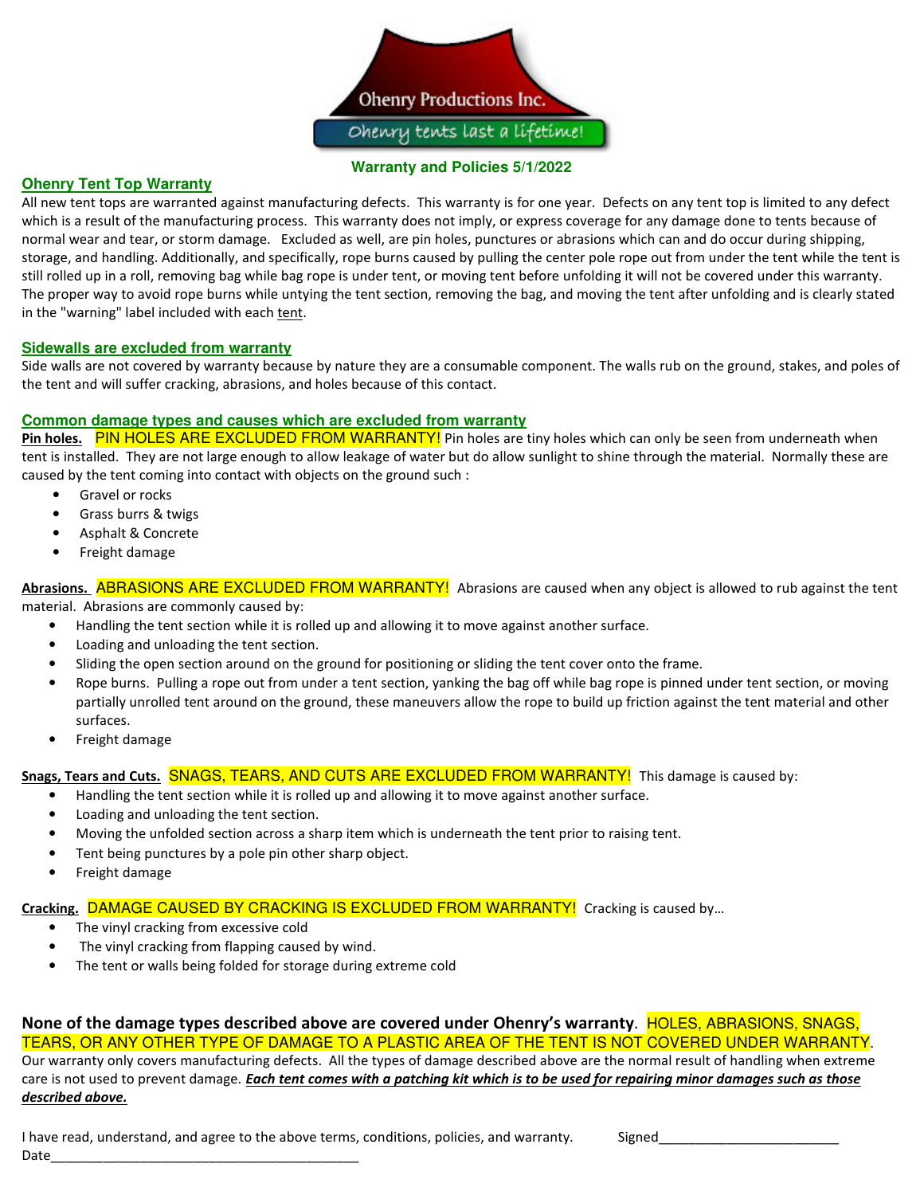Ohenry Productions Inc.

Ohenry tents last a lifetime!

**Warranty and Policies 5/1/2022**

## Ohenry Tent Top Warranty

All new tent tops are warranted against manufacturing defects. This warranty is for one year. Defects on any tent top is limited to any defect which is a result of the manufacturing process. This warranty does not imply, or express coverage for any damage done to tents because of normal wear and tear, or storm damage. Excluded as well, are pin holes, punctures or abrasions which can and do occur during shipping, storage, and handling. Additionally, and specifically, rope burns caused by pulling the center pole rope out from under the tent while the tent is still rolled up in a roll, removing bag while bag rope is under tent, or moving tent before unfolding it will not be covered under this warranty. The proper way to avoid rope burns while untying the tent section, removing the bag, and moving the tent after unfolding and is clearly stated in the "warning" label included with each tent.

## Sidewalls are excluded from warranty

Side walls are not covered by warranty because by nature they are a consumable component. The walls rub on the ground, stakes, and poles of the tent and will suffer cracking, abrasions, and holes because of this contact.

## Common damage types and causes which are excluded from warranty

**Pin holes.** PIN HOLES ARE EXCLUDED FROM WARRANTY! Pin holes are tiny holes which can only be seen from underneath when tent is installed. They are not large enough to allow leakage of water but do allow sunlight to shine through the material. Normally these are caused by the tent coming into contact with objects on the ground such :

- Gravel or rocks
- Grass burrs & twigs
- Asphalt & Concrete
- Freight damage

**Abrasions.** ABRASIONS ARE EXCLUDED FROM WARRANTY! Abrasions are caused when any object is allowed to rub against the tent material. Abrasions are commonly caused by:

- Handling the tent section while it is rolled up and allowing it to move against another surface.
- Loading and unloading the tent section.
- Sliding the open section around on the ground for positioning or sliding the tent cover onto the frame.
- Rope burns. Pulling a rope out from under a tent section, yanking the bag off while bag rope is pinned under tent section, or moving partially unrolled tent around on the ground, these maneuvers allow the rope to build up friction against the tent material and other surfaces.
- Freight damage

**Snags, Tears and Cuts.** SNAGS, TEARS, AND CUTS ARE EXCLUDED FROM WARRANTY! This damage is caused by:

- Handling the tent section while it is rolled up and allowing it to move against another surface.
- Loading and unloading the tent section.
- Moving the unfolded section across a sharp item which is underneath the tent prior to raising tent.
- Tent being punctures by a pole pin other sharp object.
- Freight damage

**Cracking.** DAMAGE CAUSED BY CRACKING IS EXCLUDED FROM WARRANTY! Cracking is caused by…

- The vinyl cracking from excessive cold
- The vinyl cracking from flapping caused by wind.
- The tent or walls being folded for storage during extreme cold

**None of the damage types described above are covered under Ohenry's warranty.** HOLES, ABRASIONS, SNAGS, TEARS, OR ANY OTHER TYPE OF DAMAGE TO A PLASTIC AREA OF THE TENT IS NOT COVERED UNDER WARRANTY. Our warranty only covers manufacturing defects. All the types of damage described above are the normal result of handling when extreme care is not used to prevent damage. ***Each tent comes with a patching kit which is to be used for repairing minor damages such as those described above.***

I have read, understand, and agree to the above terms, conditions, policies, and warranty. Signed________________________
Date________________________________________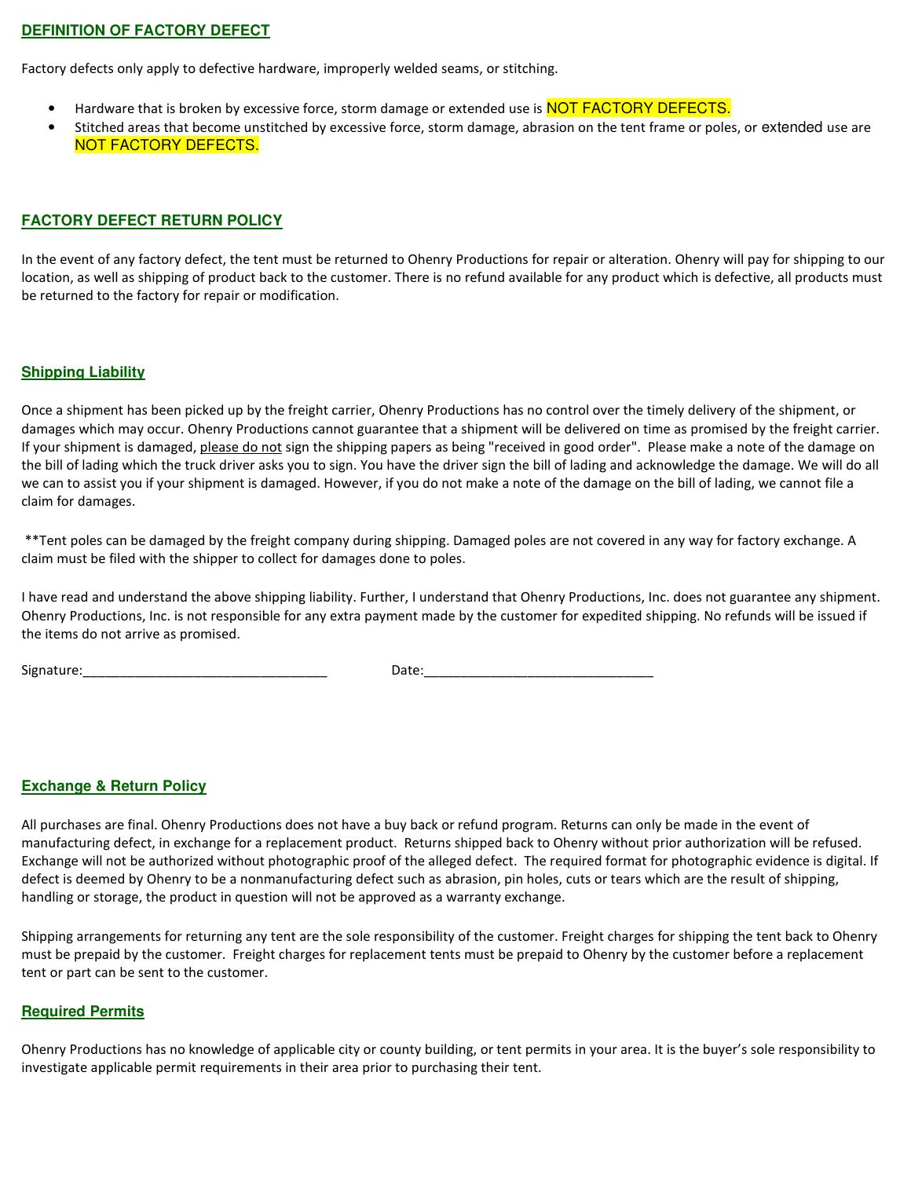## DEFINITION OF FACTORY DEFECT

Factory defects only apply to defective hardware, improperly welded seams, or stitching.

- Hardware that is broken by excessive force, storm damage or extended use is NOT FACTORY DEFECTS.
- Stitched areas that become unstitched by excessive force, storm damage, abrasion on the tent frame or poles, or extended use are NOT FACTORY DEFECTS.

## FACTORY DEFECT RETURN POLICY

In the event of any factory defect, the tent must be returned to Ohenry Productions for repair or alteration. Ohenry will pay for shipping to our location, as well as shipping of product back to the customer. There is no refund available for any product which is defective, all products must be returned to the factory for repair or modification.

## Shipping Liability

Once a shipment has been picked up by the freight carrier, Ohenry Productions has no control over the timely delivery of the shipment, or damages which may occur. Ohenry Productions cannot guarantee that a shipment will be delivered on time as promised by the freight carrier. If your shipment is damaged, please do not sign the shipping papers as being "received in good order". Please make a note of the damage on the bill of lading which the truck driver asks you to sign. You have the driver sign the bill of lading and acknowledge the damage. We will do all we can to assist you if your shipment is damaged. However, if you do not make a note of the damage on the bill of lading, we cannot file a claim for damages.

**Tent poles can be damaged by the freight company during shipping. Damaged poles are not covered in any way for factory exchange. A claim must be filed with the shipper to collect for damages done to poles.

I have read and understand the above shipping liability. Further, I understand that Ohenry Productions, Inc. does not guarantee any shipment. Ohenry Productions, Inc. is not responsible for any extra payment made by the customer for expedited shipping. No refunds will be issued if the items do not arrive as promised.

Signature:_________________________________ Date:_______________________________

## Exchange & Return Policy

All purchases are final. Ohenry Productions does not have a buy back or refund program. Returns can only be made in the event of manufacturing defect, in exchange for a replacement product. Returns shipped back to Ohenry without prior authorization will be refused. Exchange will not be authorized without photographic proof of the alleged defect. The required format for photographic evidence is digital. If defect is deemed by Ohenry to be a nonmanufacturing defect such as abrasion, pin holes, cuts or tears which are the result of shipping, handling or storage, the product in question will not be approved as a warranty exchange.

Shipping arrangements for returning any tent are the sole responsibility of the customer. Freight charges for shipping the tent back to Ohenry must be prepaid by the customer. Freight charges for replacement tents must be prepaid to Ohenry by the customer before a replacement tent or part can be sent to the customer.

## Required Permits

Ohenry Productions has no knowledge of applicable city or county building, or tent permits in your area. It is the buyer's sole responsibility to investigate applicable permit requirements in their area prior to purchasing their tent.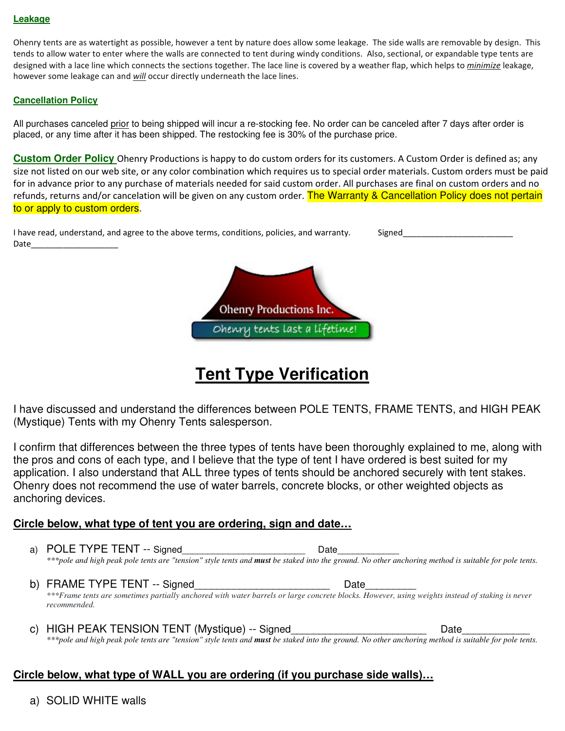**Leakage**

Ohenry tents are as watertight as possible, however a tent by nature does allow some leakage. The side walls are removable by design. This tends to allow water to enter where the walls are connected to tent during windy conditions. Also, sectional, or expandable type tents are designed with a lace line which connects the sections together. The lace line is covered by a weather flap, which helps to *minimize* leakage, however some leakage can and *will* occur directly underneath the lace lines.

**Cancellation Policy**

All purchases canceled prior to being shipped will incur a re-stocking fee. No order can be canceled after 7 days after order is placed, or any time after it has been shipped. The restocking fee is 30% of the purchase price.

**Custom Order Policy** Ohenry Productions is happy to do custom orders for its customers. A Custom Order is defined as; any size not listed on our web site, or any color combination which requires us to special order materials. Custom orders must be paid for in advance prior to any purchase of materials needed for said custom order. All purchases are final on custom orders and no refunds, returns and/or cancelation will be given on any custom order. The Warranty & Cancellation Policy does not pertain to or apply to custom orders.

I have read, understand, and agree to the above terms, conditions, policies, and warranty. Signed_________________________ Date____________________

Ohenry Productions Inc.
Ohenry tents last a lifetime!

# Tent Type Verification

I have discussed and understand the differences between POLE TENTS, FRAME TENTS, and HIGH PEAK (Mystique) Tents with my Ohenry Tents salesperson.

I confirm that differences between the three types of tents have been thoroughly explained to me, along with the pros and cons of each type, and I believe that the type of tent I have ordered is best suited for my application. I also understand that ALL three types of tents should be anchored securely with tent stakes. Ohenry does not recommend the use of water barrels, concrete blocks, or other weighted objects as anchoring devices.

**Circle below, what type of tent you are ordering, sign and date…**

a) POLE TYPE TENT -- Signed________________________ Date____________
*\*\*\*pole and high peak pole tents are "tension" style tents and **must** be staked into the ground. No other anchoring method is suitable for pole tents.*

b) FRAME TYPE TENT -- Signed_________________________ Date_________
*\*\*\*Frame tents are sometimes partially anchored with water barrels or large concrete blocks. However, using weights instead of staking is never recommended.*

c) HIGH PEAK TENSION TENT (Mystique) -- Signed_________________________ Date____________
*\*\*\*pole and high peak pole tents are "tension" style tents and **must** be staked into the ground. No other anchoring method is suitable for pole tents.*

**Circle below, what type of WALL you are ordering (if you purchase side walls)…**

a) SOLID WHITE walls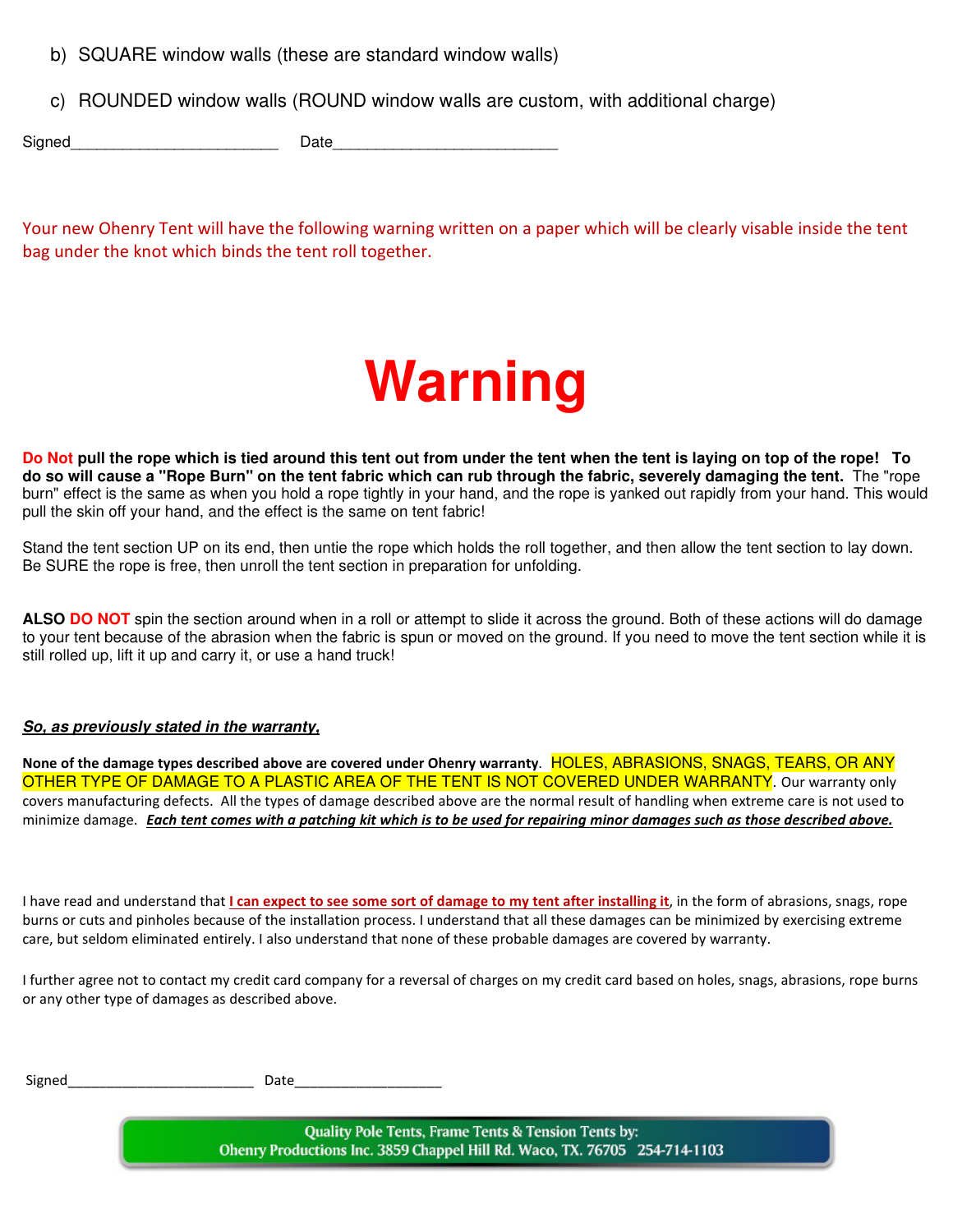b) SQUARE window walls (these are standard window walls)

c) ROUNDED window walls (ROUND window walls are custom, with additional charge)

Signed________________________ Date_________________________

Your new Ohenry Tent will have the following warning written on a paper which will be clearly visable inside the tent bag under the knot which binds the tent roll together.

# Warning

**Do Not pull the rope which is tied around this tent out from under the tent when the tent is laying on top of the rope! To do so will cause a "Rope Burn" on the tent fabric which can rub through the fabric, severely damaging the tent.** The "rope burn" effect is the same as when you hold a rope tightly in your hand, and the rope is yanked out rapidly from your hand. This would pull the skin off your hand, and the effect is the same on tent fabric!

Stand the tent section UP on its end, then untie the rope which holds the roll together, and then allow the tent section to lay down. Be SURE the rope is free, then unroll the tent section in preparation for unfolding.

**ALSO DO NOT** spin the section around when in a roll or attempt to slide it across the ground. Both of these actions will do damage to your tent because of the abrasion when the fabric is spun or moved on the ground. If you need to move the tent section while it is still rolled up, lift it up and carry it, or use a hand truck!

***So, as previously stated in the warranty,***

**None of the damage types described above are covered under Ohenry warranty**. HOLES, ABRASIONS, SNAGS, TEARS, OR ANY OTHER TYPE OF DAMAGE TO A PLASTIC AREA OF THE TENT IS NOT COVERED UNDER WARRANTY. Our warranty only covers manufacturing defects. All the types of damage described above are the normal result of handling when extreme care is not used to minimize damage. ***Each tent comes with a patching kit which is to be used for repairing minor damages such as those described above.***

I have read and understand that **I can expect to see some sort of damage to my tent after installing it**, in the form of abrasions, snags, rope burns or cuts and pinholes because of the installation process. I understand that all these damages can be minimized by exercising extreme care, but seldom eliminated entirely. I also understand that none of these probable damages are covered by warranty.

I further agree not to contact my credit card company for a reversal of charges on my credit card based on holes, snags, abrasions, rope burns or any other type of damages as described above.

Signed________________________ Date__________________

Quality Pole Tents, Frame Tents & Tension Tents by:
Ohenry Productions Inc. 3859 Chappel Hill Rd. Waco, TX. 76705 254-714-1103